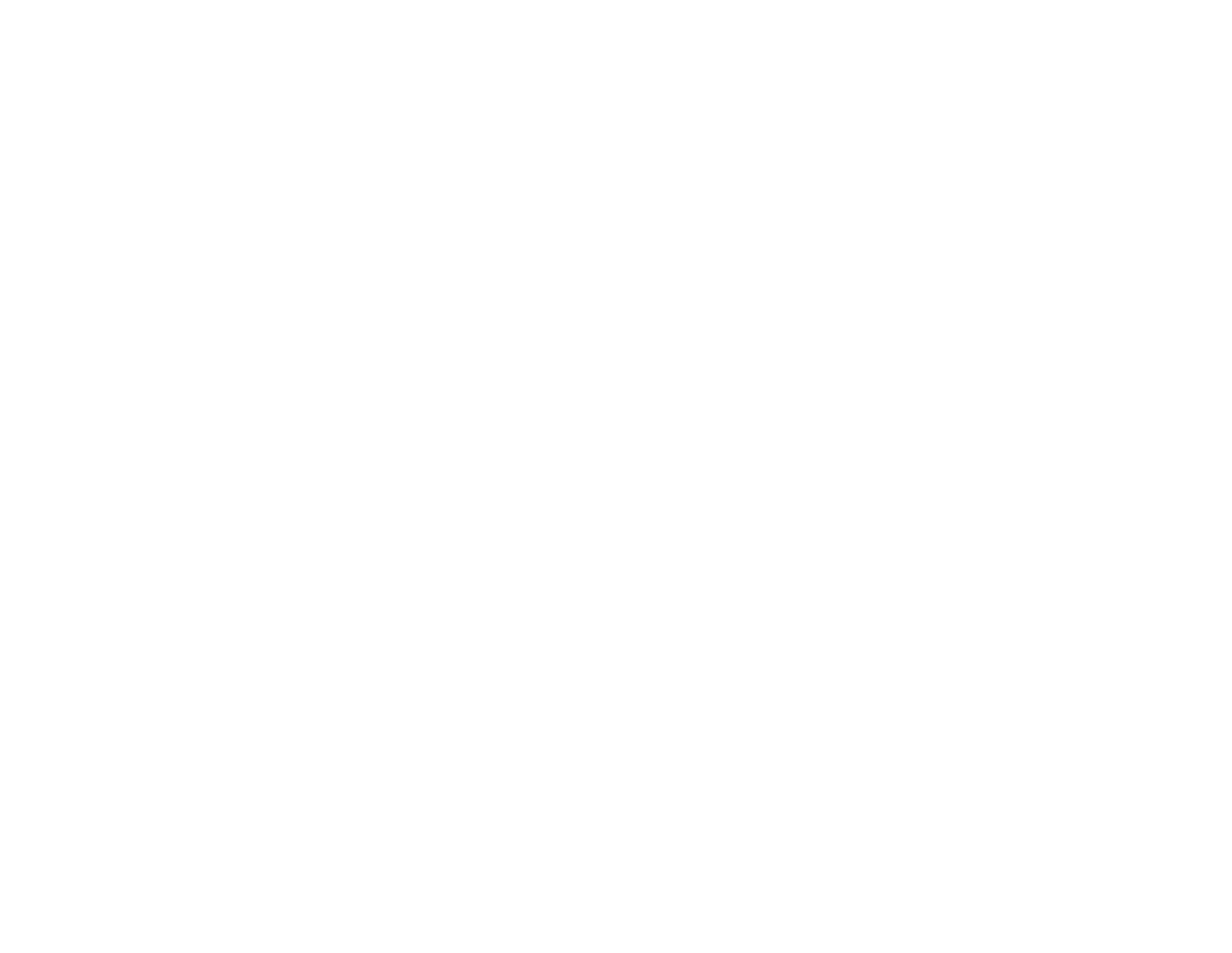## **CITY OF RANCHO PALOS VERDES SUMMARY OF EXPENDITURES - ALL FUNDS April 30, 2020**

- -

|             |                                     |                       | FY 2019-20         |                    |                                        | FY 2018-19  |                                        |                                                   |           |
|-------------|-------------------------------------|-----------------------|--------------------|--------------------|----------------------------------------|-------------|----------------------------------------|---------------------------------------------------|-----------|
| <b>FUND</b> | <b>FUND DESCRIPTION</b>             | <b>REVISED BUDGET</b> | <b>YTD ACTUALS</b> | <b>YTD ENCUMB.</b> | <b>YTD ACTUALS +</b><br><b>ENCUMB.</b> | <b>USED</b> | <b>YTD ACTUALS +</b><br><b>ENCUMB.</b> | YEAR OVER YEAR CHANGE<br><b>ACTUALS + ENCUMB.</b> |           |
|             | 101 GENERAL FUND                    |                       |                    |                    |                                        |             |                                        |                                                   |           |
|             | <b>CITY COUNCIL</b>                 | \$<br>123,200         | \$<br>74,551 \$    |                    | $-$ \$<br>74,551                       | 60.5%       | \$<br>78,979                           | (54, 428)                                         | $-5.6%$   |
|             | <b>LEGAL SERVICES</b>               | 925,000               | 817,410            | $\mathbf 0$        | 817,410                                | 88.4%       | 776,811                                | 40,599                                            | 5.2%      |
|             | <b>CITY CLERK</b>                   | 711,100               | 652,242            | 2,913              | 655,154                                | 92.1%       | 352,176                                | 302,979                                           | 86.0%     |
|             | <b>CITY MANAGER</b>                 | 778,000               | 527,854            | 491                | 528,345                                | 67.9%       | 648,270                                | (119, 925)                                        | $-18.5%$  |
|             | <b>CITY ADMINISTRATION</b>          | 493,300               | 193,414            | 55,388             | 248,802                                | 50.4%       | 314,426                                | (65, 625)                                         | $-20.9%$  |
|             | <b>HUMAN RESOURCES</b>              | 447,426               | 286,355            | 112                | 286,467                                | 64.0%       | 269,435                                | 17,032                                            | 6.3%      |
|             | <b>INFORMATION TECHNOLOGIES</b>     | 1,197,689             | 873,162            | 104,687            | 977,849                                | 81.6%       | 1,003,818                              | (25,969)                                          | $-2.6%$   |
|             | <b>FINANCE</b>                      | 1,657,362             | 1,326,181          | 20,902             | 1,347,083                              | 81.3%       | 1,200,464                              | 146,619                                           | 12.2%     |
|             | <b>PUBLIC WORKS</b>                 | 6,552,992             | 3,901,936          | 1,625,272          | 5,527,209                              | 84.3%       | 4,780,497                              | 746,711                                           | 15.6%     |
|             | <b>COMMUNITY DEVELOPMENT</b>        | 3,775,654             | 2,255,848          | 190,244            | 2,446,092                              | 64.8%       | 2,805,895                              | (359, 804)                                        | $-12.8%$  |
|             | <b>RECREATIONAL &amp; PARKS</b>     | 3,084,734             | 2,062,671          | 55,745             | 2,118,417                              | 68.7%       | 2,203,402                              | (84, 985)                                         | $-3.9%$   |
|             | <b>PUBLIC SAFETY</b>                | 7,404,700             | 4,968,636          | 1,554,387          | 6,523,023                              | 88.1%       | 7,233,356                              | (710, 334)                                        | $-9.8%$   |
|             | NON-DEPARTMENTAL                    | 1,495,961             | 955,393            | 75,797             | 1,031,190                              | 68.9%       | 884,769                                | 146,421                                           | 16.5%     |
|             | COVID-19                            | $\mathbf 0$           | 178,774            | $\mathbf 0$        | 178,774                                | 0.0%        | $\mathbf 0$                            | 178,774                                           | 0.0%      |
|             | <b>TRANSFERS OUT</b>                | 4,116,900             | 2,437,675          | $\mathbf{0}$       | 2,437,675                              | 59.2%       | 3,423,525                              | (985, 850)                                        | $-28.8%$  |
|             | <b>TOTAL GENERAL FUND</b>           | 32,764,018            | 21,512,103         | 3,685,937          | 25,198,040                             | 76.9%       | 25,975,823                             | (777, 783)                                        | $-3.0%$   |
|             |                                     |                       |                    |                    |                                        |             |                                        |                                                   |           |
|             | <b>200 SPECIAL REVENUE FUNDS</b>    |                       |                    |                    |                                        |             |                                        |                                                   |           |
|             | 202 STREET MAINTENANCE              | 3,301,966             | 640,396            | 2,389,001          | 3,029,398                              | 91.7%       | 902,845                                | 2,126,553                                         | 235.5%    |
|             | 203 1972 ACT LANDSCAPING & LIGHTING | $\mathbf 0$           | $\mathbf{0}$       | $\mathbf{0}$       | $\mathbf 0$                            | 0.0%        | $\mathbf 0$                            | $\mathbf{0}$                                      | 0.0%      |
|             | 209 EL PRADO LIGHTING DISTRICT      | 800                   | $\Omega$           | $\mathbf 0$        | $\mathbf 0$                            | 0.0%        | 500                                    | (500)                                             | $-100.0%$ |
|             | 211 1911 ACT STREET LIGHTING        | 1,011,941             | 838,994            | 66,092             | 905,086                                | 89.4%       | 1,932,856                              | (1,027,769)                                       | $-53.2%$  |
|             | 212 BEAUTIFICATION                  | $\mathbf 0$           | 0                  | $\mathbf 0$        | 0                                      | 0.0%        | 560,267                                | (560, 267)                                        | $-100.0%$ |
|             | 213 WASTE REDUCTION                 | 304,100               | 162,533            | 57,229             | 219,763                                | 72.3%       | 211,806                                | 7,956                                             | 3.8%      |
|             | 214 AIR QUALITY MANAGEMENT          | 50,000                | 0                  | 0                  | $\mathbf 0$                            | 0.0%        | 50,000                                 | (50,000)                                          | $-100.0%$ |
|             | 215 PROPOSITION C                   | 1,111,401             | 334,846            | 361,385            | 696,231                                | 62.6%       | 675,780                                | 20,451                                            | 3.0%      |
|             | 216 PROPOSITION A                   | 1,971,367             | 40,775             | 1,095,226          | 1,136,001                              | 57.6%       | 728,242                                | 407,759                                           | 56.0%     |
|             | 217 PUBLIC SAFETY GRANTS            | 175,000               | 131,250            | $\mathbf 0$        | 131,250                                | 75.0%       | 97,500                                 | 33,750                                            | 34.6%     |
|             | 220 MEASURE R                       | 963,706               | 23,781             | 339,888            | 363,669                                | 37.7%       | 2,380,847                              | (2,017,177)                                       | $-84.7%$  |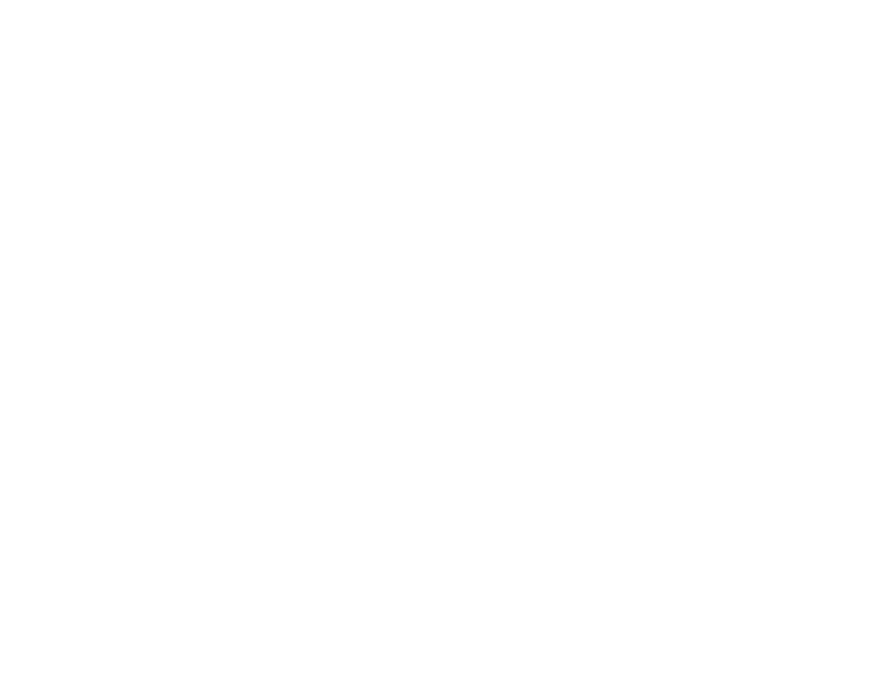## **CITY OF RANCHO PALOS VERDES SUMMARY OF EXPENDITURES - ALL FUNDS April 30, 2020**

- -

|             |                                              |                       | FY 2019-20         |                    |                                        | FY 2018-19  |                                        |                                                   |           |
|-------------|----------------------------------------------|-----------------------|--------------------|--------------------|----------------------------------------|-------------|----------------------------------------|---------------------------------------------------|-----------|
| <b>FUND</b> | <b>FUND DESCRIPTION</b>                      | <b>REVISED BUDGET</b> | <b>YTD ACTUALS</b> | <b>YTD ENCUMB.</b> | <b>YTD ACTUALS +</b><br><b>ENCUMB.</b> | <b>USED</b> | <b>YTD ACTUALS +</b><br><b>ENCUMB.</b> | YEAR OVER YEAR CHANGE<br><b>ACTUALS + ENCUMB.</b> |           |
|             | 221 MEASURE M                                | 536,000               | 373,249            | 161,751            | 535,000                                | 99.8%       | 519,035                                | 15,965                                            | 3.1%      |
|             | 222 HABITAT RESTORATION                      | 179,500               | 152,745            | 26,752             | 179,497                                | 100.0%      | 149,503                                | 29,994                                            | 20.1%     |
|             | 223 SUBREGION ONE MAINTENANCE                | 46,800                | 30,258             | 9,750              | 40,008                                 | 85.5%       | 35,882                                 | 4,126                                             | 11.5%     |
|             | 224 MEASURE A MAINTENANCE                    | 100,000               | 75,000             | $\mathbf 0$        | 75,000                                 | 75.0%       | 67,500                                 | 7,500                                             | 11.1%     |
|             | 225 ABALONE COVE SEWER DISTRICT              | 648,100               | 59,391             | 92,996             | 152,387                                | 23.5%       | 48,769                                 | 103,618                                           | 212.5%    |
| 227         | <b>GINSBERG CULTURAL ARTS BLDG.</b>          | 0                     | 1,045              | $\mathbf 0$        | 1,045                                  | 0.0%        | 86,344                                 | (85, 299)                                         | -98.8%    |
|             | 228 DONOR RESTRICTED CONTRIBUTIONS           | 47,331                | 12,942             | 25,915             | 38,857                                 | 82.1%       | 200,431                                | (161, 574)                                        | $-80.6%$  |
|             | <b>TOTAL SPECIAL REVENUE FUNDS</b>           | 10,448,012            | 2,877,205          | 4,625,987          | 7,503,191                              | 71.8%       | 8,648,105                              | (1, 144, 914)                                     | $-13.2%$  |
|             |                                              |                       |                    |                    |                                        |             |                                        |                                                   |           |
|             | <b>300 CAPITAL PROJECTS FUNDS</b>            |                       |                    |                    |                                        |             |                                        |                                                   |           |
|             | 310 COMMUNITY DEVELOPMENT BLOCK GRANT (CDBG) | 346,100               | 178,062            | 39,650             | 217,712                                | 62.9%       | 229,300                                | (11,588)                                          | $-5.1%$   |
| 330         | <b>INFRASTRUCTURE IMPROVEMENTS</b>           | 13,483,546            | 4,065,091          | 1,962,153          | 6,027,243                              | 44.7%       | 5,225,714                              | 801,530                                           | 15.3%     |
|             | 331 FEDERAL GRANTS                           | 0                     | $\mathbf 0$        | $\mathbf 0$        | 0                                      | 0.0%        | 237,000                                | (237,000)                                         | $-100.0%$ |
|             | 332 STATE GRANTS                             | 563,665               | 134,470            | 423,208            | 557,678                                | 98.9%       | 965,645                                | (407, 967)                                        | $-42.2%$  |
| 334         | <b>QUIMBY PARK DEVELOPMENT</b>               | 895,015               | 545,813            | 316,381            | 862,194                                | 96.3%       | 607,573                                | 254,621                                           | 41.9%     |
|             | 336 LOW-MODERATE INCOME HOUSING              | $\pmb{0}$             | $\mathbf 0$        | $\mathbf{0}$       | $\mathbf 0$                            | 0.0%        | $\mathbf 0$                            | $\mathbf{0}$                                      | 0.0%      |
| 337         | AFFORDABLE HOUSING PROJECTS                  | $\mathbf 0$           | $\Omega$           | $\mathbf 0$        | $\mathbf 0$                            | 0.0%        | $\mathbf{0}$                           | $\Omega$                                          | 0.0%      |
|             | 338 DEVELOPMENT IMPACT MITIGATION (EET)      | 310,000               | 210,761            | 93,922             | 304,683                                | 98.3%       | $\mathbf 0$                            | 304,683                                           | 0.0%      |
|             | 340 BICYCLE & PEDESTRIAN ACCESS              | 0                     | 0                  | $\mathbf 0$        | $\boldsymbol{0}$                       | 0.0%        | 0                                      | $\mathbf 0$                                       | 0.0%      |
|             | <b>TOTAL CAPITAL PROJECTS FUNDS</b>          | 15,598,327            | 5,134,197          | 2,835,313          | 7,969,510                              | 51.1%       | 7,265,232                              | 704,278                                           | 9.7%      |
|             |                                              |                       |                    |                    |                                        |             |                                        |                                                   |           |
| 500         | <b>ENTERPRISE FUNDS</b>                      |                       |                    |                    |                                        |             |                                        |                                                   |           |
| 501         | WATER QUALITY FLOOD PROTECTION               | 0                     | 327,211            | $\mathbf{0}$       | 327,211                                | 0.0%        | 327,211                                | 0                                                 | 0.0%      |
|             | <b>TOTAL ENTERPRISE FUNDS</b>                | $\mathbf{0}$          | 327,211            | $\mathbf 0$        | 327,211                                | 0.0%        | 327,211                                | $\mathbf{0}$                                      | 0.0%      |
|             |                                              |                       |                    |                    |                                        |             |                                        |                                                   |           |
| 600         | <b>INTERNAL SERVICE FUND</b>                 |                       |                    |                    |                                        |             |                                        |                                                   |           |
|             | 681 EQUIPMENT REPLACEMENT                    | 800,382               | 292,570            | 236,563            | 529,133                                | 66.1%       | 452,621                                | 76,512                                            | 16.9%     |
|             | 685 EMPLOYEE BENEFITS                        | $\mathbf{0}$          | $\mathbf{0}$       | $\mathbf 0$        | $\mathbf{0}$                           | 0.0%        | $\mathbf{0}$                           | $\mathbf{0}$                                      | 0.0%      |
|             | <b>TOTAL INTERNAL SERVICE FUNDS</b>          | 800,382               | 292,570            | 236,563            | 529,133                                | 66.1%       | 452,621                                | 76,512                                            | 16.9%     |